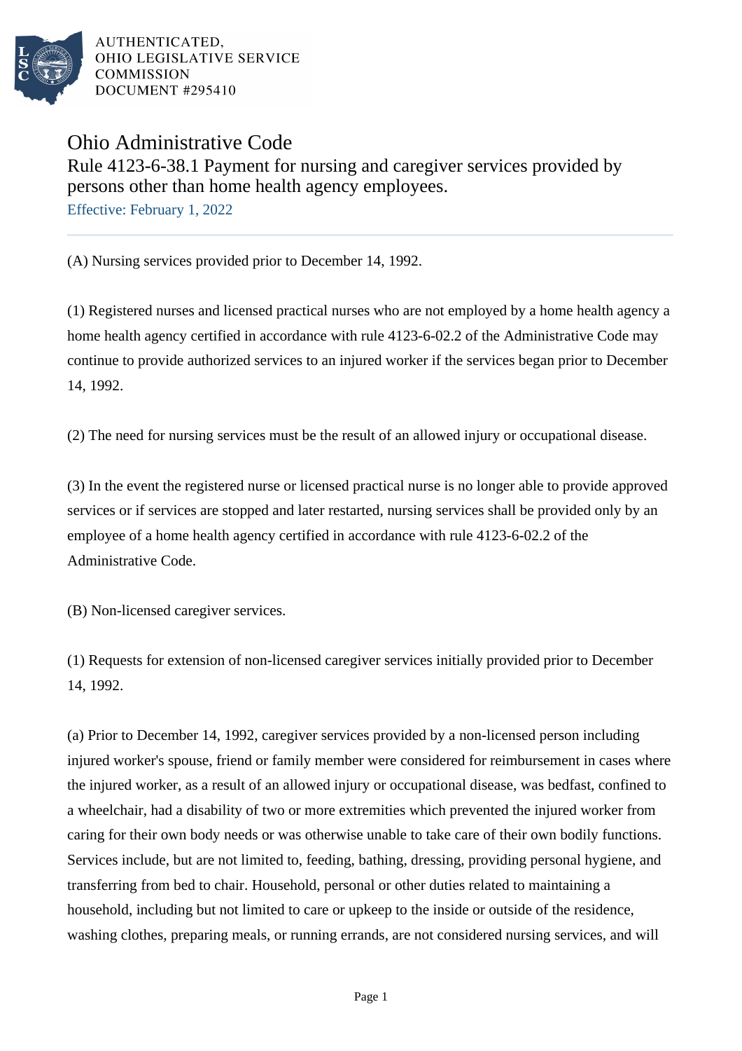AUTHENTICATED,
OHIO LEGISLATIVE SERVICE
COMMISSION
DOCUMENT #295410

# Ohio Administrative Code

## Rule 4123-6-38.1 Payment for nursing and caregiver services provided by persons other than home health agency employees.

Effective: February 1, 2022

(A) Nursing services provided prior to December 14, 1992.

(1) Registered nurses and licensed practical nurses who are not employed by a home health agency a home health agency certified in accordance with rule 4123-6-02.2 of the Administrative Code may continue to provide authorized services to an injured worker if the services began prior to December 14, 1992.

(2) The need for nursing services must be the result of an allowed injury or occupational disease.

(3) In the event the registered nurse or licensed practical nurse is no longer able to provide approved services or if services are stopped and later restarted, nursing services shall be provided only by an employee of a home health agency certified in accordance with rule 4123-6-02.2 of the Administrative Code.

(B) Non-licensed caregiver services.

(1) Requests for extension of non-licensed caregiver services initially provided prior to December 14, 1992.

(a) Prior to December 14, 1992, caregiver services provided by a non-licensed person including injured worker's spouse, friend or family member were considered for reimbursement in cases where the injured worker, as a result of an allowed injury or occupational disease, was bedfast, confined to a wheelchair, had a disability of two or more extremities which prevented the injured worker from caring for their own body needs or was otherwise unable to take care of their own bodily functions. Services include, but are not limited to, feeding, bathing, dressing, providing personal hygiene, and transferring from bed to chair. Household, personal or other duties related to maintaining a household, including but not limited to care or upkeep to the inside or outside of the residence, washing clothes, preparing meals, or running errands, are not considered nursing services, and will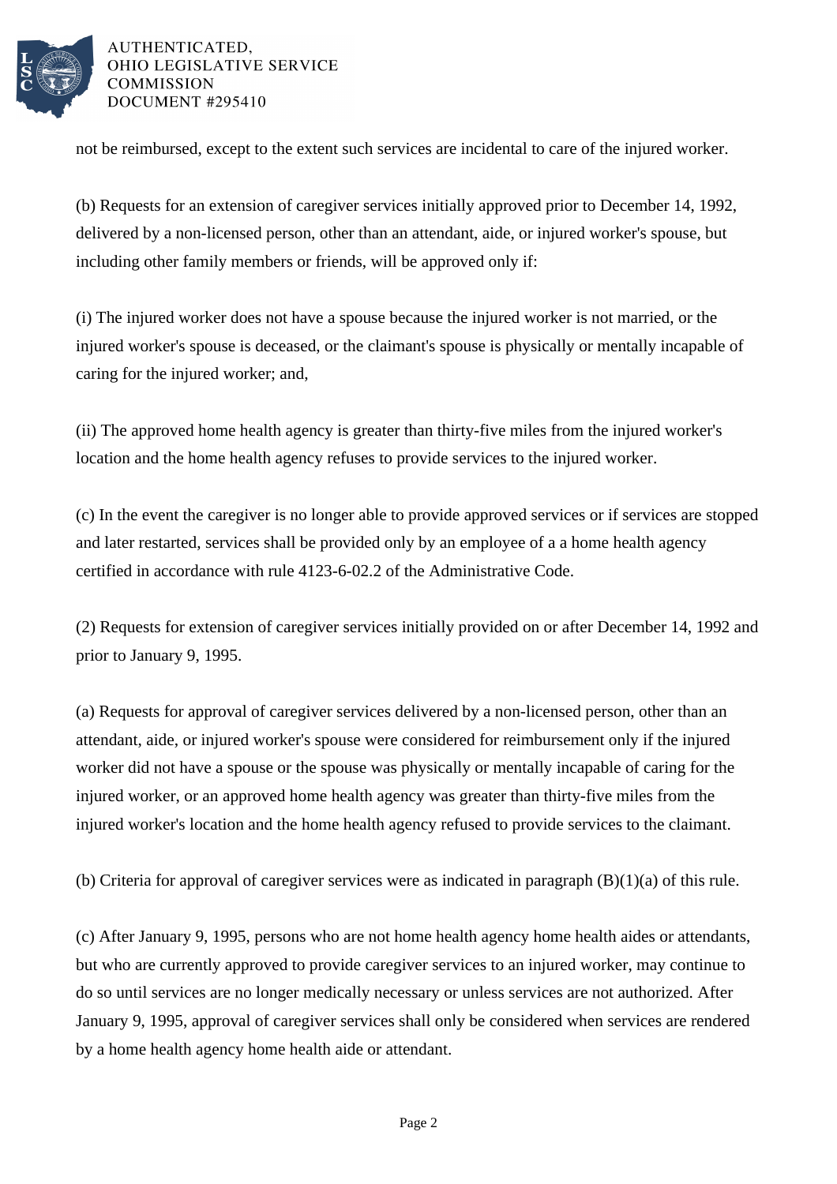not be reimbursed, except to the extent such services are incidental to care of the injured worker.

(b) Requests for an extension of caregiver services initially approved prior to December 14, 1992, delivered by a non-licensed person, other than an attendant, aide, or injured worker's spouse, but including other family members or friends, will be approved only if:

(i) The injured worker does not have a spouse because the injured worker is not married, or the injured worker's spouse is deceased, or the claimant's spouse is physically or mentally incapable of caring for the injured worker; and,

(ii) The approved home health agency is greater than thirty-five miles from the injured worker's location and the home health agency refuses to provide services to the injured worker.

(c) In the event the caregiver is no longer able to provide approved services or if services are stopped and later restarted, services shall be provided only by an employee of a a home health agency certified in accordance with rule 4123-6-02.2 of the Administrative Code.

(2) Requests for extension of caregiver services initially provided on or after December 14, 1992 and prior to January 9, 1995.

(a) Requests for approval of caregiver services delivered by a non-licensed person, other than an attendant, aide, or injured worker's spouse were considered for reimbursement only if the injured worker did not have a spouse or the spouse was physically or mentally incapable of caring for the injured worker, or an approved home health agency was greater than thirty-five miles from the injured worker's location and the home health agency refused to provide services to the claimant.

(b) Criteria for approval of caregiver services were as indicated in paragraph (B)(1)(a) of this rule.

(c) After January 9, 1995, persons who are not home health agency home health aides or attendants, but who are currently approved to provide caregiver services to an injured worker, may continue to do so until services are no longer medically necessary or unless services are not authorized. After January 9, 1995, approval of caregiver services shall only be considered when services are rendered by a home health agency home health aide or attendant.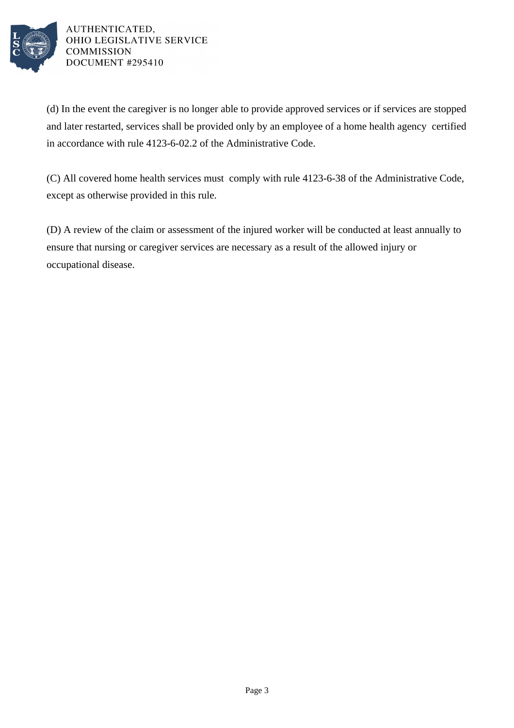(d) In the event the caregiver is no longer able to provide approved services or if services are stopped and later restarted, services shall be provided only by an employee of a home health agency certified in accordance with rule 4123-6-02.2 of the Administrative Code.

(C) All covered home health services must comply with rule 4123-6-38 of the Administrative Code, except as otherwise provided in this rule.

(D) A review of the claim or assessment of the injured worker will be conducted at least annually to ensure that nursing or caregiver services are necessary as a result of the allowed injury or occupational disease.